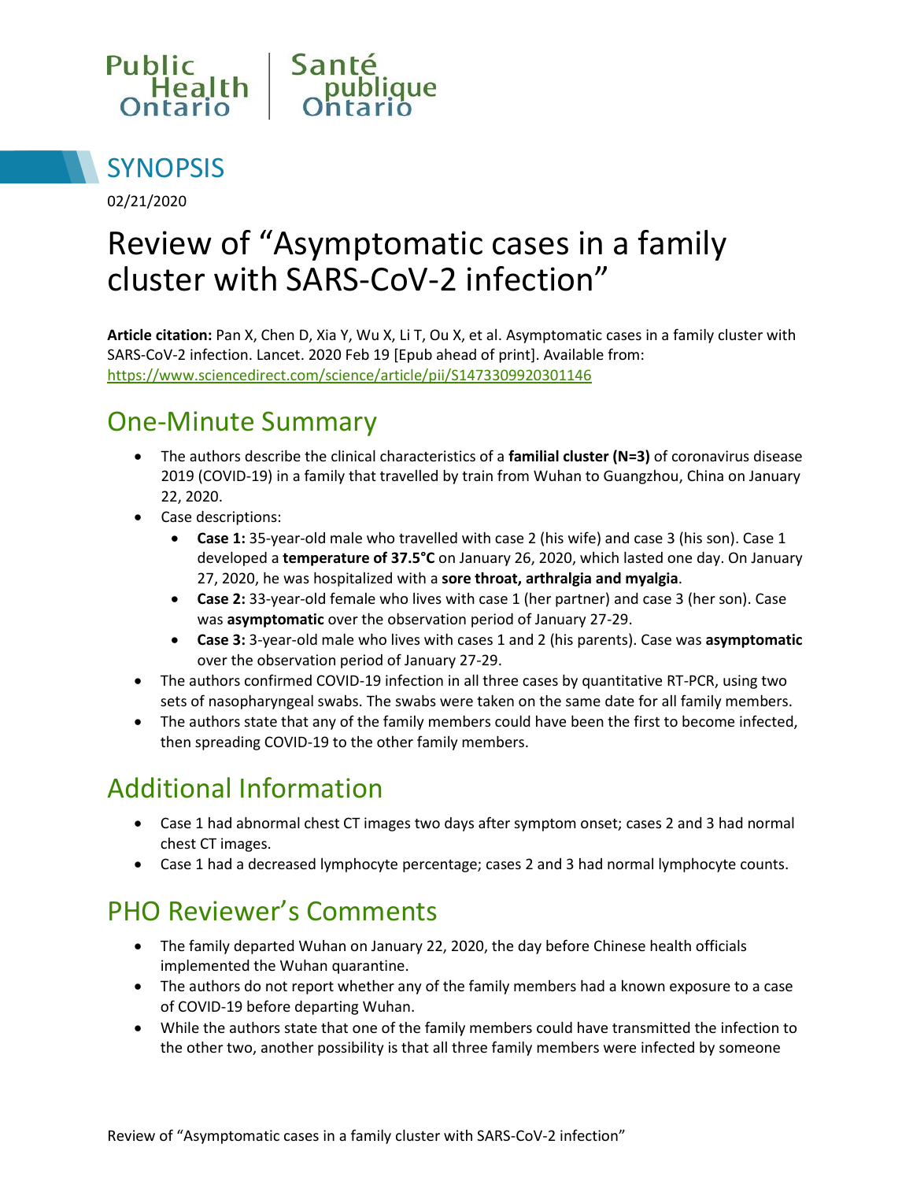Public Health Ontario | Santé publique Ontario

# SYNOPSIS

02/21/2020

# Review of "Asymptomatic cases in a family cluster with SARS-CoV-2 infection"

**Article citation:** Pan X, Chen D, Xia Y, Wu X, Li T, Ou X, et al. Asymptomatic cases in a family cluster with SARS-CoV-2 infection. Lancet. 2020 Feb 19 [Epub ahead of print]. Available from: https://www.sciencedirect.com/science/article/pii/S1473309920301146

## One-Minute Summary

- The authors describe the clinical characteristics of a **familial cluster (N=3)** of coronavirus disease 2019 (COVID-19) in a family that travelled by train from Wuhan to Guangzhou, China on January 22, 2020.
- Case descriptions:
    - **Case 1:** 35-year-old male who travelled with case 2 (his wife) and case 3 (his son). Case 1 developed a **temperature of 37.5°C** on January 26, 2020, which lasted one day. On January 27, 2020, he was hospitalized with a **sore throat, arthralgia and myalgia**.
    - **Case 2:** 33-year-old female who lives with case 1 (her partner) and case 3 (her son). Case was **asymptomatic** over the observation period of January 27-29.
    - **Case 3:** 3-year-old male who lives with cases 1 and 2 (his parents). Case was **asymptomatic** over the observation period of January 27-29.
- The authors confirmed COVID-19 infection in all three cases by quantitative RT-PCR, using two sets of nasopharyngeal swabs. The swabs were taken on the same date for all family members.
- The authors state that any of the family members could have been the first to become infected, then spreading COVID-19 to the other family members.

## Additional Information

- Case 1 had abnormal chest CT images two days after symptom onset; cases 2 and 3 had normal chest CT images.
- Case 1 had a decreased lymphocyte percentage; cases 2 and 3 had normal lymphocyte counts.

## PHO Reviewer's Comments

- The family departed Wuhan on January 22, 2020, the day before Chinese health officials implemented the Wuhan quarantine.
- The authors do not report whether any of the family members had a known exposure to a case of COVID-19 before departing Wuhan.
- While the authors state that one of the family members could have transmitted the infection to the other two, another possibility is that all three family members were infected by someone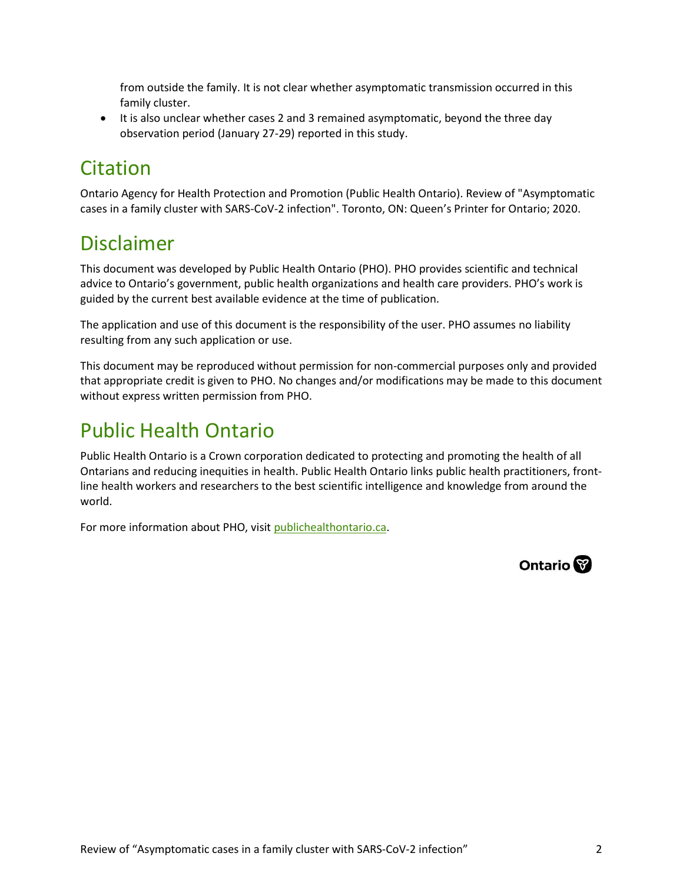from outside the family. It is not clear whether asymptomatic transmission occurred in this family cluster.

- It is also unclear whether cases 2 and 3 remained asymptomatic, beyond the three day observation period (January 27-29) reported in this study.

## Citation

Ontario Agency for Health Protection and Promotion (Public Health Ontario). Review of "Asymptomatic cases in a family cluster with SARS-CoV-2 infection". Toronto, ON: Queen's Printer for Ontario; 2020.

## Disclaimer

This document was developed by Public Health Ontario (PHO). PHO provides scientific and technical advice to Ontario's government, public health organizations and health care providers. PHO's work is guided by the current best available evidence at the time of publication.

The application and use of this document is the responsibility of the user. PHO assumes no liability resulting from any such application or use.

This document may be reproduced without permission for non-commercial purposes only and provided that appropriate credit is given to PHO. No changes and/or modifications may be made to this document without express written permission from PHO.

## Public Health Ontario

Public Health Ontario is a Crown corporation dedicated to protecting and promoting the health of all Ontarians and reducing inequities in health. Public Health Ontario links public health practitioners, front-line health workers and researchers to the best scientific intelligence and knowledge from around the world.

For more information about PHO, visit publichealthontario.ca.

Ontario